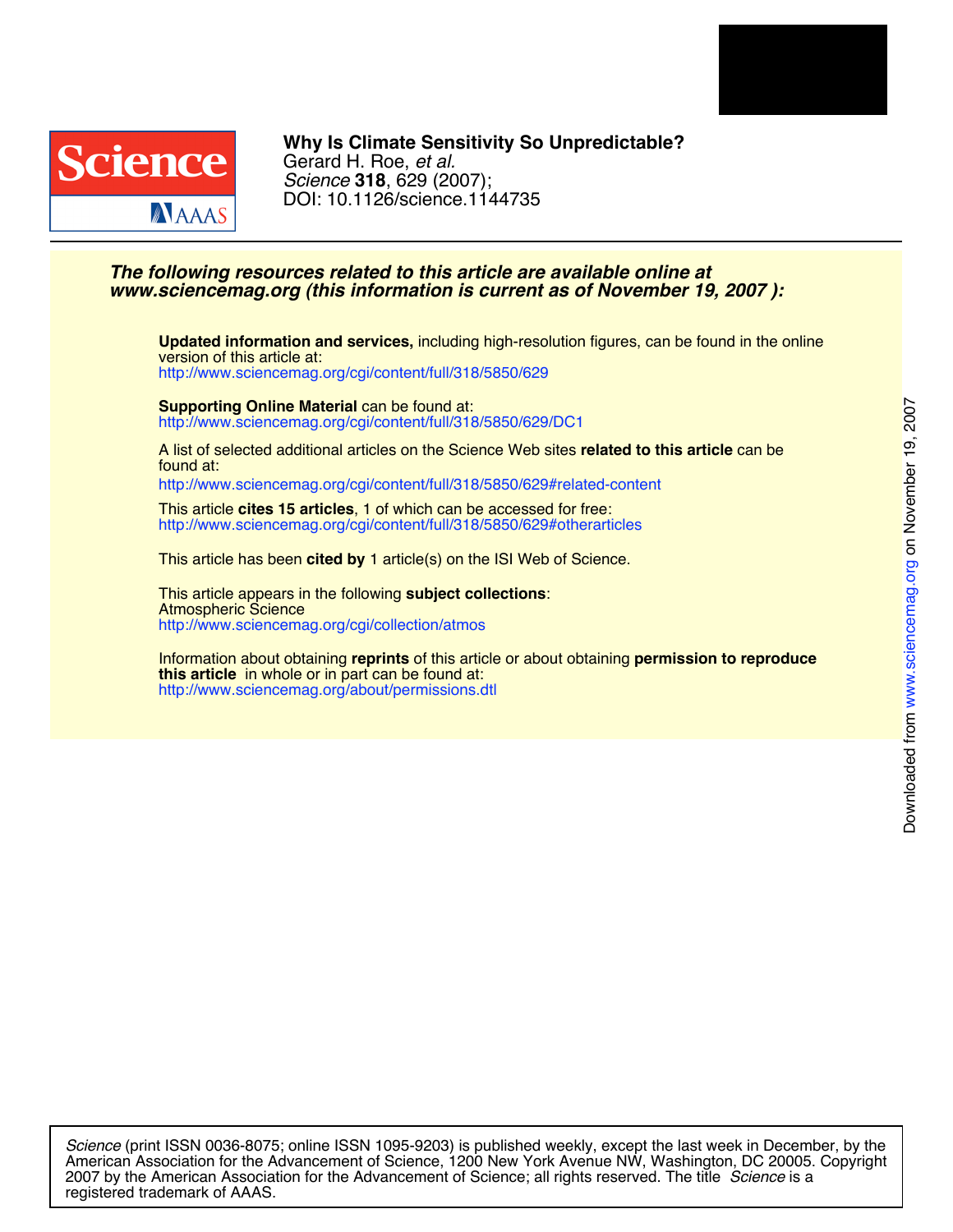**Why Is Climate Sensitivity So Unpredictable?**
Gerard H. Roe, *et al.*
*Science* **318**, 629 (2007);
DOI: 10.1126/science.1144735

***The following resources related to this article are available online at www.sciencemag.org (this information is current as of November 19, 2007 ):***

**Updated information and services,** including high-resolution figures, can be found in the online version of this article at:
http://www.sciencemag.org/cgi/content/full/318/5850/629

**Supporting Online Material** can be found at:
http://www.sciencemag.org/cgi/content/full/318/5850/629/DC1

A list of selected additional articles on the Science Web sites **related to this article** can be found at:
http://www.sciencemag.org/cgi/content/full/318/5850/629#related-content

This article **cites 15 articles**, 1 of which can be accessed for free:
http://www.sciencemag.org/cgi/content/full/318/5850/629#otherarticles

This article has been **cited by** 1 article(s) on the ISI Web of Science.

This article appears in the following **subject collections**:
Atmospheric Science
http://www.sciencemag.org/cgi/collection/atmos

Information about obtaining **reprints** of this article or about obtaining **permission to reproduce this article** in whole or in part can be found at:
http://www.sciencemag.org/about/permissions.dtl

Downloaded from www.sciencemag.org on November 19, 2007

*Science* (print ISSN 0036-8075; online ISSN 1095-9203) is published weekly, except the last week in December, by the American Association for the Advancement of Science, 1200 New York Avenue NW, Washington, DC 20005. Copyright 2007 by the American Association for the Advancement of Science; all rights reserved. The title *Science* is a registered trademark of AAAS.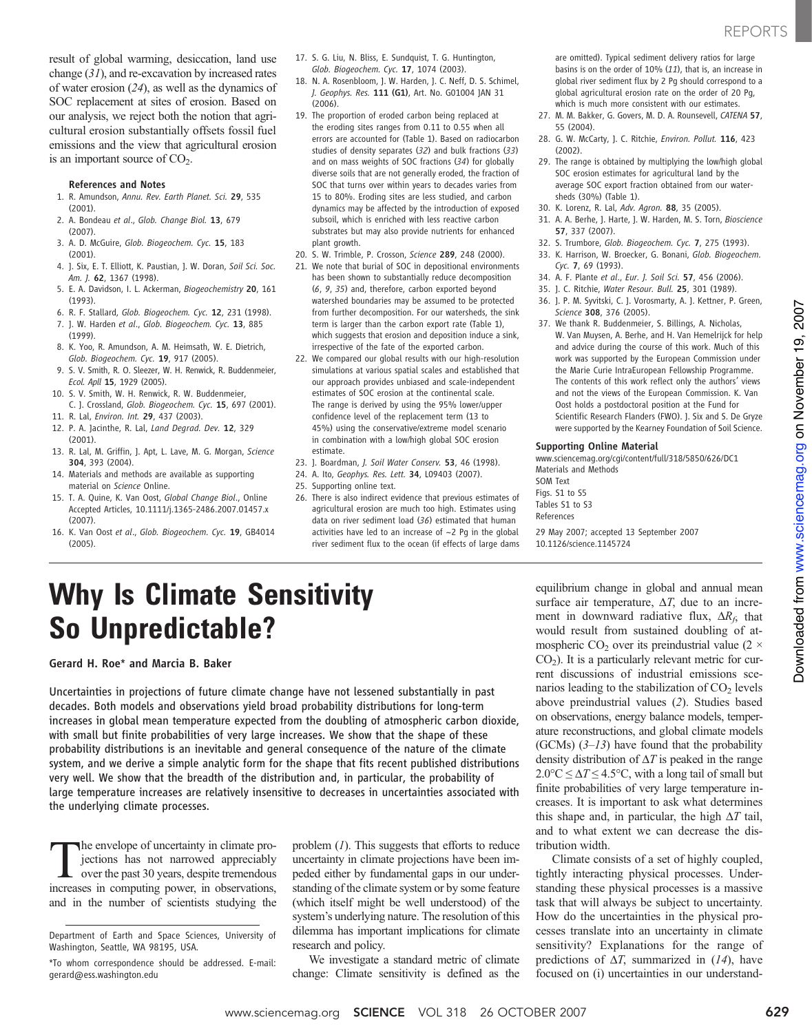result of global warming, desiccation, land use change (*31*), and re-excavation by increased rates of water erosion (*24*), as well as the dynamics of SOC replacement at sites of erosion. Based on our analysis, we reject both the notion that agricultural erosion substantially offsets fossil fuel emissions and the view that agricultural erosion is an important source of $CO_2$.

**References and Notes**

1. R. Amundson, *Annu. Rev. Earth Planet. Sci.* **29**, 535 (2001).
2. A. Bondeau *et al.*, *Glob. Change Biol.* **13**, 679 (2007).
3. A. D. McGuire, *Glob. Biogeochem. Cyc.* **15**, 183 (2001).
4. J. Six, E. T. Elliott, K. Paustian, J. W. Doran, *Soil Sci. Soc. Am. J.* **62**, 1367 (1998).
5. E. A. Davidson, I. L. Ackerman, *Biogeochemistry* **20**, 161 (1993).
6. R. F. Stallard, *Glob. Biogeochem. Cyc.* **12**, 231 (1998).
7. J. W. Harden *et al.*, *Glob. Biogeochem. Cyc.* **13**, 885 (1999).
8. K. Yoo, R. Amundson, A. M. Heimsath, W. E. Dietrich, *Glob. Biogeochem. Cyc.* **19**, 917 (2005).
9. S. V. Smith, R. O. Sleezer, W. H. Renwick, R. Buddenmeier, *Ecol. Apll* **15**, 1929 (2005).
10. S. V. Smith, W. H. Renwick, R. W. Buddenmeier, C. J. Crossland, *Glob. Biogeochem. Cyc.* **15**, 697 (2001).
11. R. Lal, *Environ. Int.* **29**, 437 (2003).
12. P. A. Jacinthe, R. Lal, *Land Degrad. Dev.* **12**, 329 (2001).
13. R. Lal, M. Griffin, J. Apt, L. Lave, M. G. Morgan, *Science* **304**, 393 (2004).
14. Materials and methods are available as supporting material on *Science* Online.
15. T. A. Quine, K. Van Oost, *Global Change Biol.*, Online Accepted Articles, 10.1111/j.1365-2486.2007.01457.x (2007).
16. K. Van Oost *et al.*, *Glob. Biogeochem. Cyc.* **19**, GB4014 (2005).
17. S. G. Liu, N. Bliss, E. Sundquist, T. G. Huntington, *Glob. Biogeochem. Cyc.* **17**, 1074 (2003).
18. N. A. Rosenbloom, J. W. Harden, J. C. Neff, D. S. Schimel, *J. Geophys. Res.* **111 (G1)**, Art. No. G01004 JAN 31 (2006).
19. The proportion of eroded carbon being replaced at the eroding sites ranges from 0.11 to 0.55 when all errors are accounted for (Table 1). Based on radiocarbon studies of density separates (*32*) and bulk fractions (*33*) and on mass weights of SOC fractions (*34*) for globally diverse soils that are not generally eroded, the fraction of SOC that turns over within years to decades varies from 15 to 80%. Eroding sites are less studied, and carbon dynamics may be affected by the introduction of exposed subsoil, which is enriched with less reactive carbon substrates but may also provide nutrients for enhanced plant growth.
20. S. W. Trimble, P. Crosson, *Science* **289**, 248 (2000).
21. We note that burial of SOC in depositional environments has been shown to substantially reduce decomposition (*6*, *9*, *35*) and, therefore, carbon exported beyond watershed boundaries may be assumed to be protected from further decomposition. For our watersheds, the sink term is larger than the carbon export rate (Table 1), which suggests that erosion and deposition induce a sink, irrespective of the fate of the exported carbon.
22. We compared our global results with our high-resolution simulations at various spatial scales and established that our approach provides unbiased and scale-independent estimates of SOC erosion at the continental scale. The range is derived by using the 95% lower/upper confidence level of the replacement term (13 to 45%) using the conservative/extreme model scenario in combination with a low/high global SOC erosion estimate.
23. J. Boardman, *J. Soil Water Conserv.* **53**, 46 (1998).
24. A. Ito, *Geophys. Res. Lett.* **34**, L09403 (2007).
25. Supporting online text.
26. There is also indirect evidence that previous estimates of agricultural erosion are much too high. Estimates using data on river sediment load (*36*) estimated that human activities have led to an increase of ~2 Pg in the global river sediment flux to the ocean (if effects of large dams are omitted). Typical sediment delivery ratios for large basins is on the order of 10% (*11*), that is, an increase in global river sediment flux by 2 Pg should correspond to a global agricultural erosion rate on the order of 20 Pg, which is much more consistent with our estimates.
27. M. M. Bakker, G. Govers, M. D. A. Rounsevell, *CATENA* **57**, 55 (2004).
28. G. W. McCarty, J. C. Ritchie, *Environ. Pollut.* **116**, 423 (2002).
29. The range is obtained by multiplying the low/high global SOC erosion estimates for agricultural land by the average SOC export fraction obtained from our watersheds (30%) (Table 1).
30. K. Lorenz, R. Lal, *Adv. Agron.* **88**, 35 (2005).
31. A. A. Berhe, J. Harte, J. W. Harden, M. S. Torn, *Bioscience* **57**, 337 (2007).
32. S. Trumbore, *Glob. Biogeochem. Cyc.* **7**, 275 (1993).
33. K. Harrison, W. Broecker, G. Bonani, *Glob. Biogeochem. Cyc.* **7**, 69 (1993).
34. A. F. Plante *et al.*, *Eur. J. Soil Sci.* **57**, 456 (2006).
35. J. C. Ritchie, *Water Resour. Bull.* **25**, 301 (1989).
36. J. P. M. Syvitski, C. J. Vorosmarty, A. J. Kettner, P. Green, *Science* **308**, 376 (2005).
37. We thank R. Buddenmeier, S. Billings, A. Nicholas, W. Van Muysen, A. Berhe, and H. Van Hemelrijck for help and advice during the course of this work. Much of this work was supported by the European Commission under the Marie Curie IntraEuropean Fellowship Programme. The contents of this work reflect only the authors' views and not the views of the European Commission. K. Van Oost holds a postdoctoral position at the Fund for Scientific Research Flanders (FWO). J. Six and S. De Gryze were supported by the Kearney Foundation of Soil Science.

**Supporting Online Material**

www.sciencemag.org/cgi/content/full/318/5850/626/DC1
Materials and Methods
SOM Text
Figs. S1 to S5
Tables S1 to S3
References

29 May 2007; accepted 13 September 2007
10.1126/science.1145724

# Why Is Climate Sensitivity So Unpredictable?

**Gerard H. Roe\* and Marcia B. Baker**

Uncertainties in projections of future climate change have not lessened substantially in past decades. Both models and observations yield broad probability distributions for long-term increases in global mean temperature expected from the doubling of atmospheric carbon dioxide, with small but finite probabilities of very large increases. We show that the shape of these probability distributions is an inevitable and general consequence of the nature of the climate system, and we derive a simple analytic form for the shape that fits recent published distributions very well. We show that the breadth of the distribution and, in particular, the probability of large temperature increases are relatively insensitive to decreases in uncertainties associated with the underlying climate processes.

The envelope of uncertainty in climate projections has not narrowed appreciably over the past 30 years, despite tremendous increases in computing power, in observations, and in the number of scientists studying the problem (*1*). This suggests that efforts to reduce uncertainty in climate projections have been impeded either by fundamental gaps in our understanding of the climate system or by some feature (which itself might be well understood) of the system's underlying nature. The resolution of this dilemma has important implications for climate research and policy.

We investigate a standard metric of climate change: Climate sensitivity is defined as the equilibrium change in global and annual mean surface air temperature, $\Delta T$, due to an increment in downward radiative flux, $\Delta R_f$, that would result from sustained doubling of atmospheric $CO_2$ over its preindustrial value ($2 \times CO_2$). It is a particularly relevant metric for current discussions of industrial emissions scenarios leading to the stabilization of $CO_2$ levels above preindustrial values (*2*). Studies based on observations, energy balance models, temperature reconstructions, and global climate models (GCMs) (*3*–*13*) have found that the probability density distribution of $\Delta T$ is peaked in the range $2.0°\text{C} \leq \Delta T \leq 4.5°\text{C}$, with a long tail of small but finite probabilities of very large temperature increases. It is important to ask what determines this shape and, in particular, the high $\Delta T$ tail, and to what extent we can decrease the distribution width.

Climate consists of a set of highly coupled, tightly interacting physical processes. Understanding these physical processes is a massive task that will always be subject to uncertainty. How do the uncertainties in the physical processes translate into an uncertainty in climate sensitivity? Explanations for the range of predictions of $\Delta T$, summarized in (*14*), have focused on (i) uncertainties in our understand-

Department of Earth and Space Sciences, University of Washington, Seattle, WA 98195, USA.

\*To whom correspondence should be addressed. E-mail: gerard@ess.washington.edu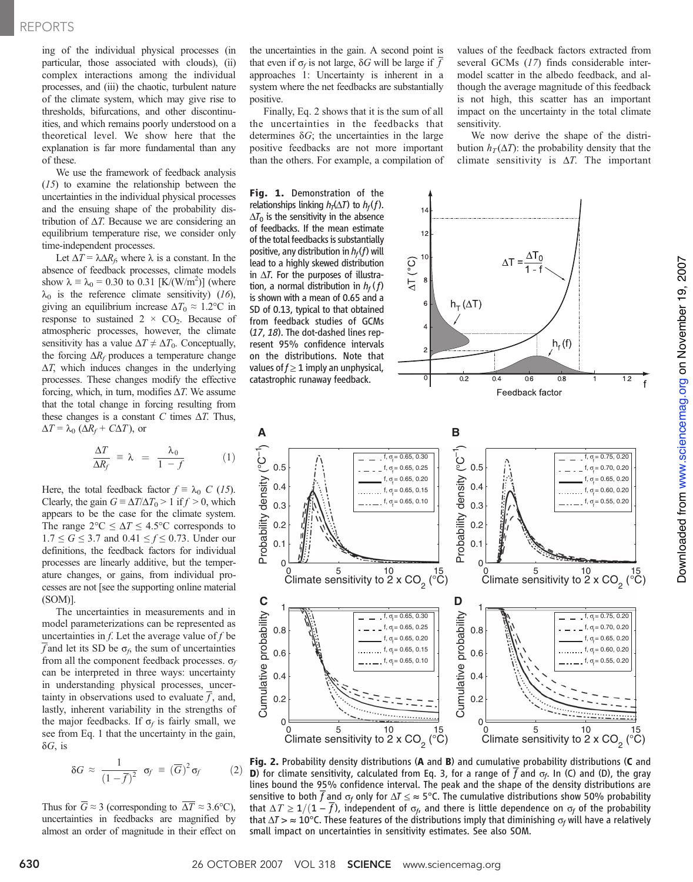ing of the individual physical processes (in particular, those associated with clouds), (ii) complex interactions among the individual processes, and (iii) the chaotic, turbulent nature of the climate system, which may give rise to thresholds, bifurcations, and other discontinuities, and which remains poorly understood on a theoretical level. We show here that the explanation is far more fundamental than any of these.

We use the framework of feedback analysis (15) to examine the relationship between the uncertainties in the individual physical processes and the ensuing shape of the probability distribution of $\Delta T$. Because we are considering an equilibrium temperature rise, we consider only time-independent processes.

Let $\Delta T = \lambda \Delta R_f$, where $\lambda$ is a constant. In the absence of feedback processes, climate models show $\lambda \equiv \lambda_0 = 0.30$ to $0.31$ [K/(W/m$^2$)] (where $\lambda_0$ is the reference climate sensitivity) (16), giving an equilibrium increase $\Delta T_0 \approx 1.2°C$ in response to sustained $2 \times CO_2$. Because of atmospheric processes, however, the climate sensitivity has a value $\Delta T \neq \Delta T_0$. Conceptually, the forcing $\Delta R_f$ produces a temperature change $\Delta T$, which induces changes in the underlying processes. These changes modify the effective forcing, which, in turn, modifies $\Delta T$. We assume that the total change in forcing resulting from these changes is a constant $C$ times $\Delta T$. Thus, $\Delta T = \lambda_0 (\Delta R_f + C\Delta T)$, or

$$\frac{\Delta T}{\Delta R_f} \equiv \lambda = \frac{\lambda_0}{1 - f} \qquad (1)$$

Here, the total feedback factor $f \equiv \lambda_0\, C$ (15). Clearly, the gain $G \equiv \Delta T/\Delta T_0 > 1$ if $f > 0$, which appears to be the case for the climate system. The range $2°C \leq \Delta T \leq 4.5°C$ corresponds to $1.7 \leq G \leq 3.7$ and $0.41 \leq f \leq 0.73$. Under our definitions, the feedback factors for individual processes are linearly additive, but the temperature changes, or gains, from individual processes are not [see the supporting online material (SOM)].

The uncertainties in measurements and in model parameterizations can be represented as uncertainties in $f$. Let the average value of $f$ be $\bar{f}$ and let its SD be $\sigma_f$, the sum of uncertainties from all the component feedback processes. $\sigma_f$ can be interpreted in three ways: uncertainty in understanding physical processes, uncertainty in observations used to evaluate $\bar{f}$, and, lastly, inherent variability in the strengths of the major feedbacks. If $\sigma_f$ is fairly small, we see from Eq. 1 that the uncertainty in the gain, $\delta G$, is

$$\delta G \approx \frac{1}{(1-\bar{f})^2}\,\sigma_f \equiv (\bar{G})^2\sigma_f \qquad (2)$$

Thus for $\bar{G} \approx 3$ (corresponding to $\overline{\Delta T} \approx 3.6°C$), uncertainties in feedbacks are magnified by almost an order of magnitude in their effect on the uncertainties in the gain. A second point is that even if $\sigma_f$ is not large, $\delta G$ will be large if $\bar{f}$ approaches 1: Uncertainty is inherent in a system where the net feedbacks are substantially positive.

Finally, Eq. 2 shows that it is the sum of all the uncertainties in the feedbacks that determines $\delta G$; the uncertainties in the large positive feedbacks are not more important than the others. For example, a compilation of values of the feedback factors extracted from several GCMs (17) finds considerable intermodel scatter in the albedo feedback, and although the average magnitude of this feedback is not high, this scatter has an important impact on the uncertainty in the total climate sensitivity.

We now derive the shape of the distribution $h_T(\Delta T)$: the probability density that the climate sensitivity is $\Delta T$. The important

**Fig. 1.** Demonstration of the relationships linking $h_T(\Delta T)$ to $h_f(f)$. $\Delta T_0$ is the sensitivity in the absence of feedbacks. If the mean estimate of the total feedbacks is substantially positive, any distribution in $h_f(f)$ will lead to a highly skewed distribution in $\Delta T$. For the purposes of illustration, a normal distribution in $h_f(f)$ is shown with a mean of 0.65 and a SD of 0.13, typical to that obtained from feedback studies of GCMs (17, 18). The dot-dashed lines represent 95% confidence intervals on the distributions. Note that values of $f \geq 1$ imply an unphysical, catastrophic runaway feedback.

**Fig. 2.** Probability density distributions (**A** and **B**) and cumulative probability distributions (**C** and **D**) for climate sensitivity, calculated from Eq. 3, for a range of $\bar{f}$ and $\sigma_f$. In (C) and (D), the gray lines bound the 95% confidence interval. The peak and the shape of the density distributions are sensitive to both $\bar{f}$ and $\sigma_f$ only for $\Delta T \leq \approx 5°C$. The cumulative distributions show 50% probability that $\Delta T \geq 1/(1-\bar{f})$, independent of $\sigma_f$, and there is little dependence on $\sigma_f$ of the probability that $\Delta T > \approx 10°C$. These features of the distributions imply that diminishing $\sigma_f$ will have a relatively small impact on uncertainties in sensitivity estimates. See also SOM.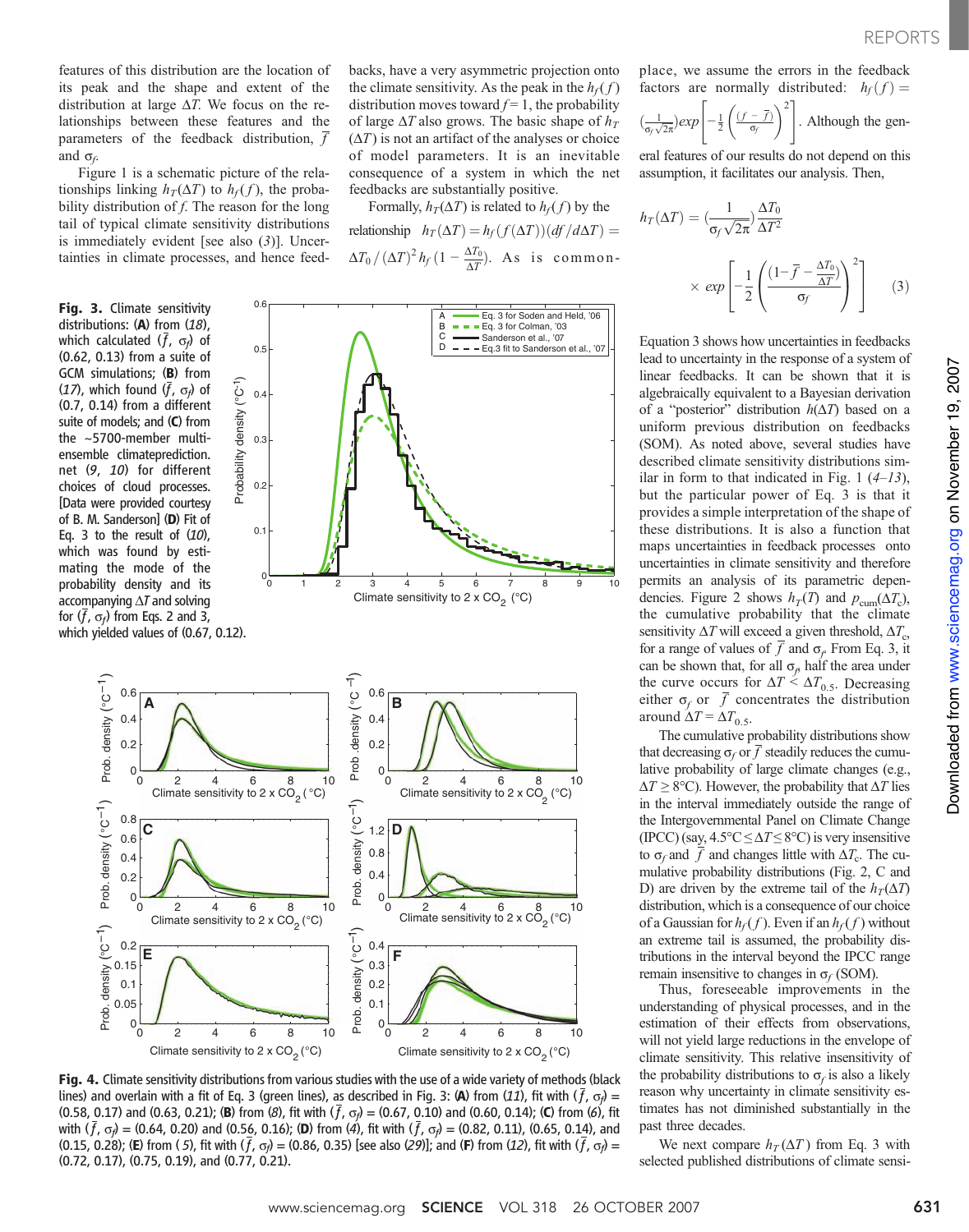features of this distribution are the location of its peak and the shape and extent of the distribution at large $\Delta T$. We focus on the relationships between these features and the parameters of the feedback distribution, $\bar{f}$ and $\sigma_f$.

Figure 1 is a schematic picture of the relationships linking $h_T(\Delta T)$ to $h_f(f)$, the probability distribution of $f$. The reason for the long tail of typical climate sensitivity distributions is immediately evident [see also (3)]. Uncertainties in climate processes, and hence feedbacks, have a very asymmetric projection onto the climate sensitivity. As the peak in the $h_f(f)$ distribution moves toward $f = 1$, the probability of large $\Delta T$ also grows. The basic shape of $h_T(\Delta T)$ is not an artifact of the analyses or choice of model parameters. It is an inevitable consequence of a system in which the net feedbacks are substantially positive.

Formally, $h_T(\Delta T)$ is related to $h_f(f)$ by the relationship $h_T(\Delta T) = h_f(f(\Delta T))(df/d\Delta T) = \Delta T_0/(\Delta T)^2 h_f(1 - \frac{\Delta T_0}{\Delta T})$. As is commonplace, we assume the errors in the feedback factors are normally distributed: $h_f(f) = (\frac{1}{\sigma_f\sqrt{2\pi}})exp\left[-\frac{1}{2}\left(\frac{(f-\bar{f})}{\sigma_f}\right)^2\right]$. Although the general features of our results do not depend on this assumption, it facilitates our analysis. Then,

$$h_T(\Delta T) = \left(\frac{1}{\sigma_f\sqrt{2\pi}}\right)\frac{\Delta T_0}{\Delta T^2} \times exp\left[-\frac{1}{2}\left(\frac{(1-\bar{f}-\frac{\Delta T_0}{\Delta T})}{\sigma_f}\right)^2\right] \quad (3)$$

Equation 3 shows how uncertainties in feedbacks lead to uncertainty in the response of a system of linear feedbacks. It can be shown that it is algebraically equivalent to a Bayesian derivation of a "posterior" distribution $h(\Delta T)$ based on a uniform previous distribution on feedbacks (SOM). As noted above, several studies have described climate sensitivity distributions similar in form to that indicated in Fig. 1 (4–13), but the particular power of Eq. 3 is that it provides a simple interpretation of the shape of these distributions. It is also a function that maps uncertainties in feedback processes onto uncertainties in climate sensitivity and therefore permits an analysis of its parametric dependencies. Figure 2 shows $h_T(T)$ and $p_{cum}(\Delta T_c)$, the cumulative probability that the climate sensitivity $\Delta T$ will exceed a given threshold, $\Delta T_c$, for a range of values of $\bar{f}$ and $\sigma_f$. From Eq. 3, it can be shown that, for all $\sigma_f$, half the area under the curve occurs for $\Delta T < \Delta T_{0.5}$. Decreasing either $\sigma_f$ or $\bar{f}$ concentrates the distribution around $\Delta T = \Delta T_{0.5}$.

The cumulative probability distributions show that decreasing $\sigma_f$ or $\bar{f}$ steadily reduces the cumulative probability of large climate changes (e.g., $\Delta T \geq 8°C$). However, the probability that $\Delta T$ lies in the interval immediately outside the range of the Intergovernmental Panel on Climate Change (IPCC) (say, $4.5°C \leq \Delta T \leq 8°C$) is very insensitive to $\sigma_f$ and $\bar{f}$ and changes little with $\Delta T_c$. The cumulative probability distributions (Fig. 2, C and D) are driven by the extreme tail of the $h_T(\Delta T)$ distribution, which is a consequence of our choice of a Gaussian for $h_f(f)$. Even if an $h_f(f)$ without an extreme tail is assumed, the probability distributions in the interval beyond the IPCC range remain insensitive to changes in $\sigma_f$ (SOM).

Thus, foreseeable improvements in the understanding of physical processes, and in the estimation of their effects from observations, will not yield large reductions in the envelope of climate sensitivity. This relative insensitivity of the probability distributions to $\sigma_f$ is also a likely reason why uncertainty in climate sensitivity estimates has not diminished substantially in the past three decades.

We next compare $h_T(\Delta T)$ from Eq. 3 with selected published distributions of climate sensi-

**Fig. 3.** Climate sensitivity distributions: (**A**) from (18), which calculated ($\bar{f}$, $\sigma_f$) of (0.62, 0.13) from a suite of GCM simulations; (**B**) from (17), which found ($\bar{f}$, $\sigma_f$) of (0.7, 0.14) from a different suite of models; and (**C**) from the ~5700-member multi-ensemble climateprediction.net (9, 10) for different choices of cloud processes. [Data were provided courtesy of B. M. Sanderson] (**D**) Fit of Eq. 3 to the result of (10), which was found by estimating the mode of the probability density and its accompanying $\Delta T$ and solving for ($\bar{f}$, $\sigma_f$) from Eqs. 2 and 3, which yielded values of (0.67, 0.12).

**Fig. 4.** Climate sensitivity distributions from various studies with the use of a wide variety of methods (black lines) and overlain with a fit of Eq. 3 (green lines), as described in Fig. 3: (**A**) from (11), fit with ($\bar{f}$, $\sigma_f$) = (0.58, 0.17) and (0.63, 0.21); (**B**) from (8), fit with ($\bar{f}$, $\sigma_f$) = (0.67, 0.10) and (0.60, 0.14); (**C**) from (6), fit with ($\bar{f}$, $\sigma_f$) = (0.64, 0.20) and (0.56, 0.16); (**D**) from (4), fit with ($\bar{f}$, $\sigma_f$) = (0.82, 0.11), (0.65, 0.14), and (0.15, 0.28); (**E**) from (5), fit with ($\bar{f}$, $\sigma_f$) = (0.86, 0.35) [see also (29)]; and (**F**) from (12), fit with ($\bar{f}$, $\sigma_f$) = (0.72, 0.17), (0.75, 0.19), and (0.77, 0.21).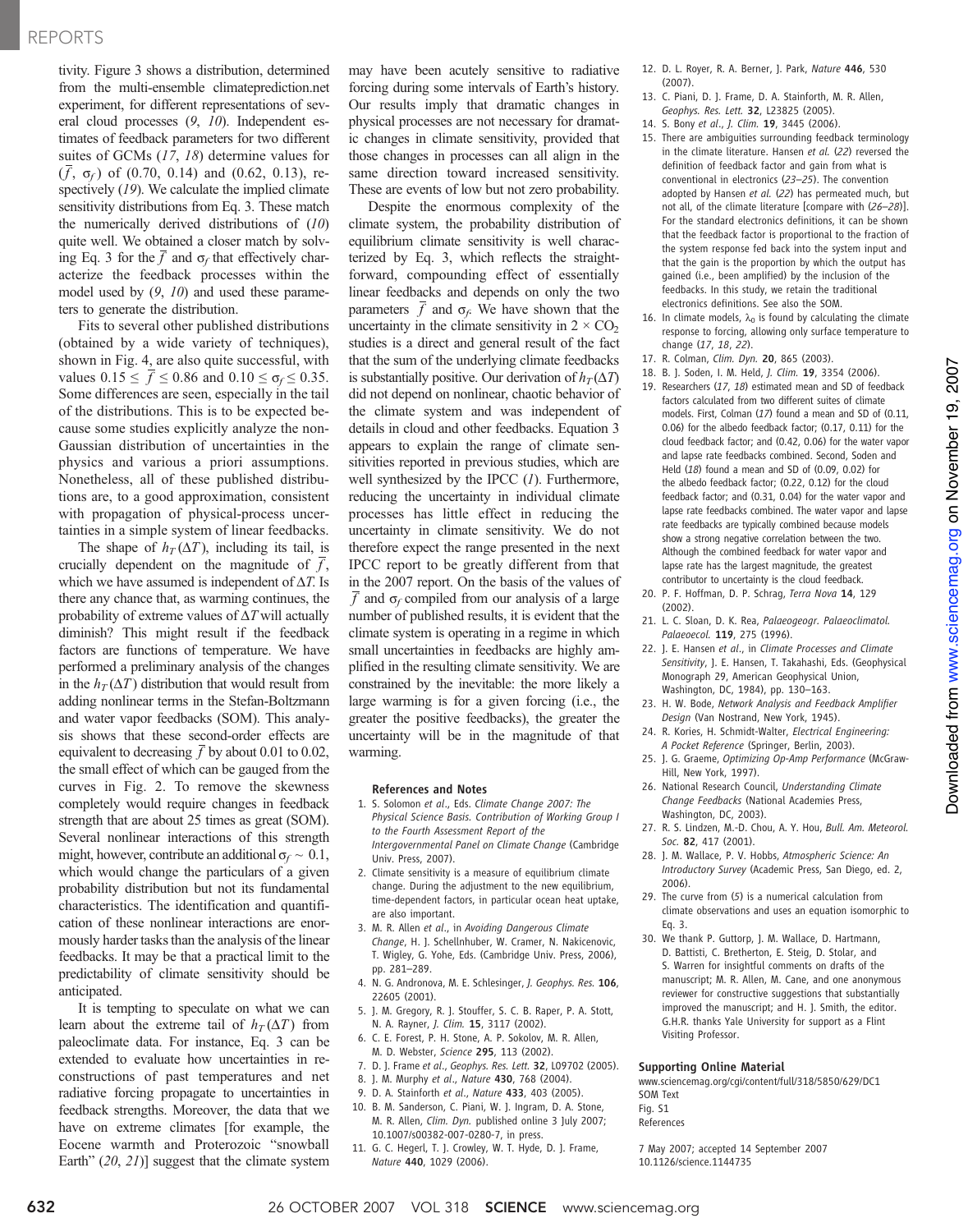tivity. Figure 3 shows a distribution, determined from the multi-ensemble climateprediction.net experiment, for different representations of several cloud processes (*9*, *10*). Independent estimates of feedback parameters for two different suites of GCMs (*17*, *18*) determine values for ($\bar{f}$, $\sigma_f$) of (0.70, 0.14) and (0.62, 0.13), respectively (*19*). We calculate the implied climate sensitivity distributions from Eq. 3. These match the numerically derived distributions of (*10*) quite well. We obtained a closer match by solving Eq. 3 for the $\bar{f}$ and $\sigma_f$ that effectively characterize the feedback processes within the model used by (*9*, *10*) and used these parameters to generate the distribution.

Fits to several other published distributions (obtained by a wide variety of techniques), shown in Fig. 4, are also quite successful, with values $0.15 \leq \bar{f} \leq 0.86$ and $0.10 \leq \sigma_f \leq 0.35$. Some differences are seen, especially in the tail of the distributions. This is to be expected because some studies explicitly analyze the non-Gaussian distribution of uncertainties in the physics and various a priori assumptions. Nonetheless, all of these published distributions are, to a good approximation, consistent with propagation of physical-process uncertainties in a simple system of linear feedbacks.

The shape of $h_T(\Delta T)$, including its tail, is crucially dependent on the magnitude of $\bar{f}$, which we have assumed is independent of $\Delta T$. Is there any chance that, as warming continues, the probability of extreme values of $\Delta T$ will actually diminish? This might result if the feedback factors are functions of temperature. We have performed a preliminary analysis of the changes in the $h_T(\Delta T)$ distribution that would result from adding nonlinear terms in the Stefan-Boltzmann and water vapor feedbacks (SOM). This analysis shows that these second-order effects are equivalent to decreasing $\bar{f}$ by about 0.01 to 0.02, the small effect of which can be gauged from the curves in Fig. 2. To remove the skewness completely would require changes in feedback strength that are about 25 times as great (SOM). Several nonlinear interactions of this strength might, however, contribute an additional $\sigma_f \sim 0.1$, which would change the particulars of a given probability distribution but not its fundamental characteristics. The identification and quantification of these nonlinear interactions are enormously harder tasks than the analysis of the linear feedbacks. It may be that a practical limit to the predictability of climate sensitivity should be anticipated.

It is tempting to speculate on what we can learn about the extreme tail of $h_T(\Delta T)$ from paleoclimate data. For instance, Eq. 3 can be extended to evaluate how uncertainties in reconstructions of past temperatures and net radiative forcing propagate to uncertainties in feedback strengths. Moreover, the data that we have on extreme climates [for example, the Eocene warmth and Proterozoic "snowball Earth" (*20*, *21*)] suggest that the climate system may have been acutely sensitive to radiative forcing during some intervals of Earth's history. Our results imply that dramatic changes in physical processes are not necessary for dramatic changes in climate sensitivity, provided that those changes in processes can all align in the same direction toward increased sensitivity. These are events of low but not zero probability.

Despite the enormous complexity of the climate system, the probability distribution of equilibrium climate sensitivity is well characterized by Eq. 3, which reflects the straightforward, compounding effect of essentially linear feedbacks and depends on only the two parameters $\bar{f}$ and $\sigma_f$. We have shown that the uncertainty in the climate sensitivity in $2 \times CO_2$ studies is a direct and general result of the fact that the sum of the underlying climate feedbacks is substantially positive. Our derivation of $h_T(\Delta T)$ did not depend on nonlinear, chaotic behavior of the climate system and was independent of details in cloud and other feedbacks. Equation 3 appears to explain the range of climate sensitivities reported in previous studies, which are well synthesized by the IPCC (*1*). Furthermore, reducing the uncertainty in individual climate processes has little effect in reducing the uncertainty in climate sensitivity. We do not therefore expect the range presented in the next IPCC report to be greatly different from that in the 2007 report. On the basis of the values of $\bar{f}$ and $\sigma_f$ compiled from our analysis of a large number of published results, it is evident that the climate system is operating in a regime in which small uncertainties in feedbacks are highly amplified in the resulting climate sensitivity. We are constrained by the inevitable: the more likely a large warming is for a given forcing (i.e., the greater the positive feedbacks), the greater the uncertainty will be in the magnitude of that warming.

### References and Notes

1. S. Solomon *et al.*, Eds. *Climate Change 2007: The Physical Science Basis. Contribution of Working Group I to the Fourth Assessment Report of the Intergovernmental Panel on Climate Change* (Cambridge Univ. Press, 2007).
2. Climate sensitivity is a measure of equilibrium climate change. During the adjustment to the new equilibrium, time-dependent factors, in particular ocean heat uptake, are also important.
3. M. R. Allen *et al.*, in *Avoiding Dangerous Climate Change*, H. J. Schellnhuber, W. Cramer, N. Nakicenovic, T. Wigley, G. Yohe, Eds. (Cambridge Univ. Press, 2006), pp. 281–289.
4. N. G. Andronova, M. E. Schlesinger, *J. Geophys. Res.* **106**, 22605 (2001).
5. J. M. Gregory, R. J. Stouffer, S. C. B. Raper, P. A. Stott, N. A. Rayner, *J. Clim.* **15**, 3117 (2002).
6. C. E. Forest, P. H. Stone, A. P. Sokolov, M. R. Allen, M. D. Webster, *Science* **295**, 113 (2002).
7. D. J. Frame *et al.*, *Geophys. Res. Lett.* **32**, L09702 (2005).
8. J. M. Murphy *et al.*, *Nature* **430**, 768 (2004).
9. D. A. Stainforth *et al.*, *Nature* **433**, 403 (2005).
10. B. M. Sanderson, C. Piani, W. J. Ingram, D. A. Stone, M. R. Allen, *Clim. Dyn.* published online 3 July 2007; 10.1007/s00382-007-0280-7, in press.
11. G. C. Hegerl, T. J. Crowley, W. T. Hyde, D. J. Frame, *Nature* **440**, 1029 (2006).
12. D. L. Royer, R. A. Berner, J. Park, *Nature* **446**, 530 (2007).
13. C. Piani, D. J. Frame, D. A. Stainforth, M. R. Allen, *Geophys. Res. Lett.* **32**, L23825 (2005).
14. S. Bony *et al.*, *J. Clim.* **19**, 3445 (2006).
15. There are ambiguities surrounding feedback terminology in the climate literature. Hansen *et al.* (*22*) reversed the definition of feedback factor and gain from what is conventional in electronics (*23*–*25*). The convention adopted by Hansen *et al.* (*22*) has permeated much, but not all, of the climate literature [compare with (*26*–*28*)]. For the standard electronics definitions, it can be shown that the feedback factor is proportional to the fraction of the system response fed back into the system input and that the gain is the proportion by which the output has gained (i.e., been amplified) by the inclusion of the feedbacks. In this study, we retain the traditional electronics definitions. See also the SOM.
16. In climate models, $\lambda_0$ is found by calculating the climate response to forcing, allowing only surface temperature to change (*17*, *18*, *22*).
17. R. Colman, *Clim. Dyn.* **20**, 865 (2003).
18. B. J. Soden, I. M. Held, *J. Clim.* **19**, 3354 (2006).
19. Researchers (*17*, *18*) estimated mean and SD of feedback factors calculated from two different suites of climate models. First, Colman (*17*) found a mean and SD of (0.11, 0.06) for the albedo feedback factor; (0.17, 0.11) for the cloud feedback factor; and (0.42, 0.06) for the water vapor and lapse rate feedbacks combined. Second, Soden and Held (*18*) found a mean and SD of (0.09, 0.02) for the albedo feedback factor; (0.22, 0.12) for the cloud feedback factor; and (0.31, 0.04) for the water vapor and lapse rate feedbacks combined. The water vapor and lapse rate feedbacks are typically combined because models show a strong negative correlation between the two. Although the combined feedback for water vapor and lapse rate has the largest magnitude, the greatest contributor to uncertainty is the cloud feedback.
20. P. F. Hoffman, D. P. Schrag, *Terra Nova* **14**, 129 (2002).
21. L. C. Sloan, D. K. Rea, *Palaeogeogr. Palaeoclimatol. Palaeoecol.* **119**, 275 (1996).
22. J. E. Hansen *et al.*, in *Climate Processes and Climate Sensitivity*, J. E. Hansen, T. Takahashi, Eds. (Geophysical Monograph 29, American Geophysical Union, Washington, DC, 1984), pp. 130–163.
23. H. W. Bode, *Network Analysis and Feedback Amplifier Design* (Van Nostrand, New York, 1945).
24. R. Kories, H. Schmidt-Walter, *Electrical Engineering: A Pocket Reference* (Springer, Berlin, 2003).
25. J. G. Graeme, *Optimizing Op-Amp Performance* (McGraw-Hill, New York, 1997).
26. National Research Council, *Understanding Climate Change Feedbacks* (National Academies Press, Washington, DC, 2003).
27. R. S. Lindzen, M.-D. Chou, A. Y. Hou, *Bull. Am. Meteorol. Soc.* **82**, 417 (2001).
28. J. M. Wallace, P. V. Hobbs, *Atmospheric Science: An Introductory Survey* (Academic Press, San Diego, ed. 2, 2006).
29. The curve from (*5*) is a numerical calculation from climate observations and uses an equation isomorphic to Eq. 3.
30. We thank P. Guttorp, J. M. Wallace, D. Hartmann, D. Battisti, C. Bretherton, E. Steig, D. Stolar, and S. Warren for insightful comments on drafts of the manuscript; M. R. Allen, M. Cane, and one anonymous reviewer for constructive suggestions that substantially improved the manuscript; and H. J. Smith, the editor. G.H.R. thanks Yale University for support as a Flint Visiting Professor.

### Supporting Online Material

www.sciencemag.org/cgi/content/full/318/5850/629/DC1
SOM Text
Fig. S1
References

7 May 2007; accepted 14 September 2007
10.1126/science.1144735